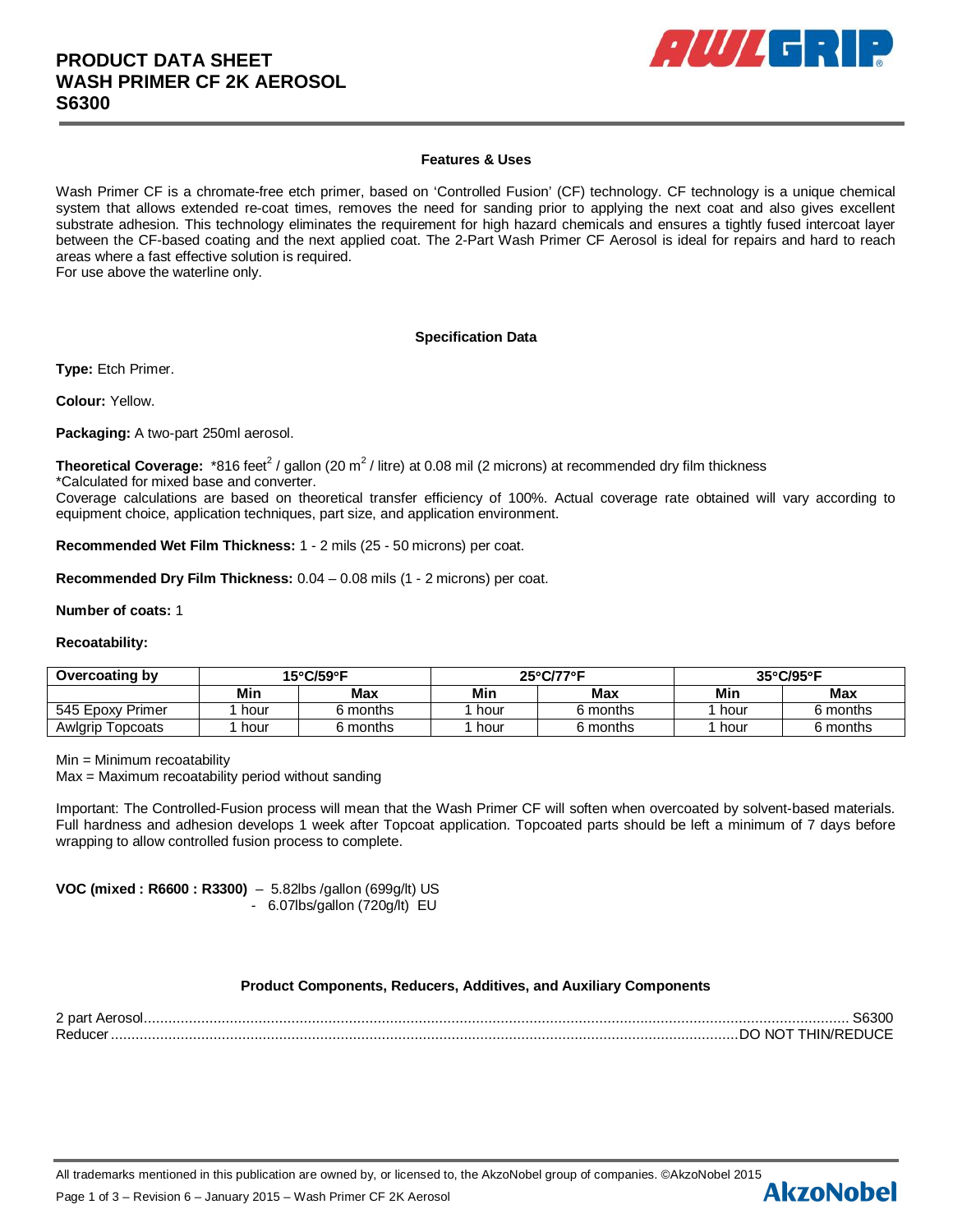# PRODUCT DATA SHEET
# WASH PRIMER CF 2K AEROSOL
# S6300

### Features & Uses

Wash Primer CF is a chromate-free etch primer, based on 'Controlled Fusion' (CF) technology. CF technology is a unique chemical system that allows extended re-coat times, removes the need for sanding prior to applying the next coat and also gives excellent substrate adhesion. This technology eliminates the requirement for high hazard chemicals and ensures a tightly fused intercoat layer between the CF-based coating and the next applied coat. The 2-Part Wash Primer CF Aerosol is ideal for repairs and hard to reach areas where a fast effective solution is required.
For use above the waterline only.

### Specification Data

**Type:** Etch Primer.

**Colour:** Yellow.

**Packaging:** A two-part 250ml aerosol.

**Theoretical Coverage:** *816 feet$^2$ / gallon (20 m$^2$ / litre) at 0.08 mil (2 microns) at recommended dry film thickness
*Calculated for mixed base and converter.
Coverage calculations are based on theoretical transfer efficiency of 100%. Actual coverage rate obtained will vary according to equipment choice, application techniques, part size, and application environment.

**Recommended Wet Film Thickness:** 1 - 2 mils (25 - 50 microns) per coat.

**Recommended Dry Film Thickness:** 0.04 – 0.08 mils (1 - 2 microns) per coat.

**Number of coats:** 1

**Recoatability:**

| Overcoating by | 15°C/59°F | | 25°C/77°F | | 35°C/95°F | |
|---|---|---|---|---|---|---|
| | Min | Max | Min | Max | Min | Max |
| 545 Epoxy Primer | 1 hour | 6 months | 1 hour | 6 months | 1 hour | 6 months |
| Awlgrip Topcoats | 1 hour | 6 months | 1 hour | 6 months | 1 hour | 6 months |

Min = Minimum recoatability
Max = Maximum recoatability period without sanding

Important: The Controlled-Fusion process will mean that the Wash Primer CF will soften when overcoated by solvent-based materials. Full hardness and adhesion develops 1 week after Topcoat application. Topcoated parts should be left a minimum of 7 days before wrapping to allow controlled fusion process to complete.

**VOC (mixed : R6600 : R3300)** – 5.82lbs /gallon (699g/lt) US
- 6.07lbs/gallon (720g/lt) EU

### Product Components, Reducers, Additives, and Auxiliary Components

2 part Aerosol.......... S6300
Reducer.......... DO NOT THIN/REDUCE

All trademarks mentioned in this publication are owned by, or licensed to, the AkzoNobel group of companies. ©AkzoNobel 2015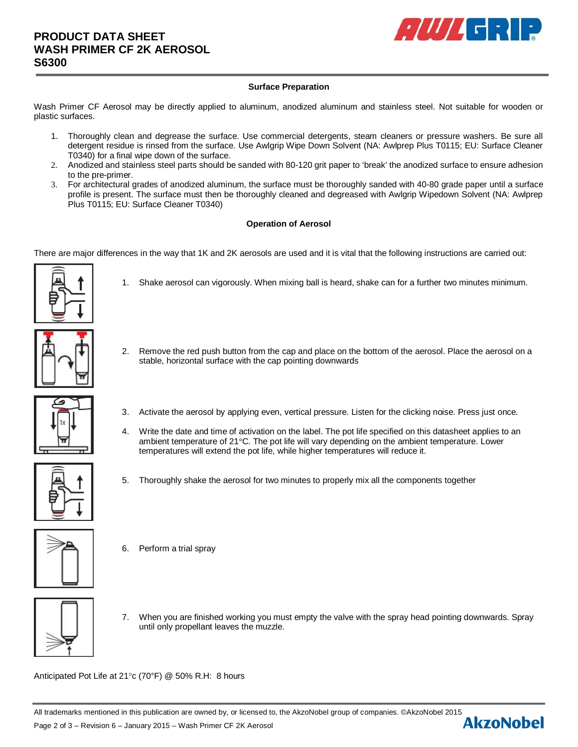## Surface Preparation

Wash Primer CF Aerosol may be directly applied to aluminum, anodized aluminum and stainless steel. Not suitable for wooden or plastic surfaces.

1. Thoroughly clean and degrease the surface. Use commercial detergents, steam cleaners or pressure washers. Be sure all detergent residue is rinsed from the surface. Use Awlgrip Wipe Down Solvent (NA: Awlprep Plus T0115; EU: Surface Cleaner T0340) for a final wipe down of the surface.
2. Anodized and stainless steel parts should be sanded with 80-120 grit paper to 'break' the anodized surface to ensure adhesion to the pre-primer.
3. For architectural grades of anodized aluminum, the surface must be thoroughly sanded with 40-80 grade paper until a surface profile is present. The surface must then be thoroughly cleaned and degreased with Awlgrip Wipedown Solvent (NA: Awlprep Plus T0115; EU: Surface Cleaner T0340)

## Operation of Aerosol

There are major differences in the way that 1K and 2K aerosols are used and it is vital that the following instructions are carried out:

1. Shake aerosol can vigorously. When mixing ball is heard, shake can for a further two minutes minimum.
2. Remove the red push button from the cap and place on the bottom of the aerosol. Place the aerosol on a stable, horizontal surface with the cap pointing downwards
3. Activate the aerosol by applying even, vertical pressure. Listen for the clicking noise. Press just once.
4. Write the date and time of activation on the label. The pot life specified on this datasheet applies to an ambient temperature of 21°C. The pot life will vary depending on the ambient temperature. Lower temperatures will extend the pot life, while higher temperatures will reduce it.
5. Thoroughly shake the aerosol for two minutes to properly mix all the components together
6. Perform a trial spray
7. When you are finished working you must empty the valve with the spray head pointing downwards. Spray until only propellant leaves the muzzle.

Anticipated Pot Life at 21°c (70°F) @ 50% R.H: 8 hours

All trademarks mentioned in this publication are owned by, or licensed to, the AkzoNobel group of companies. ©AkzoNobel 2015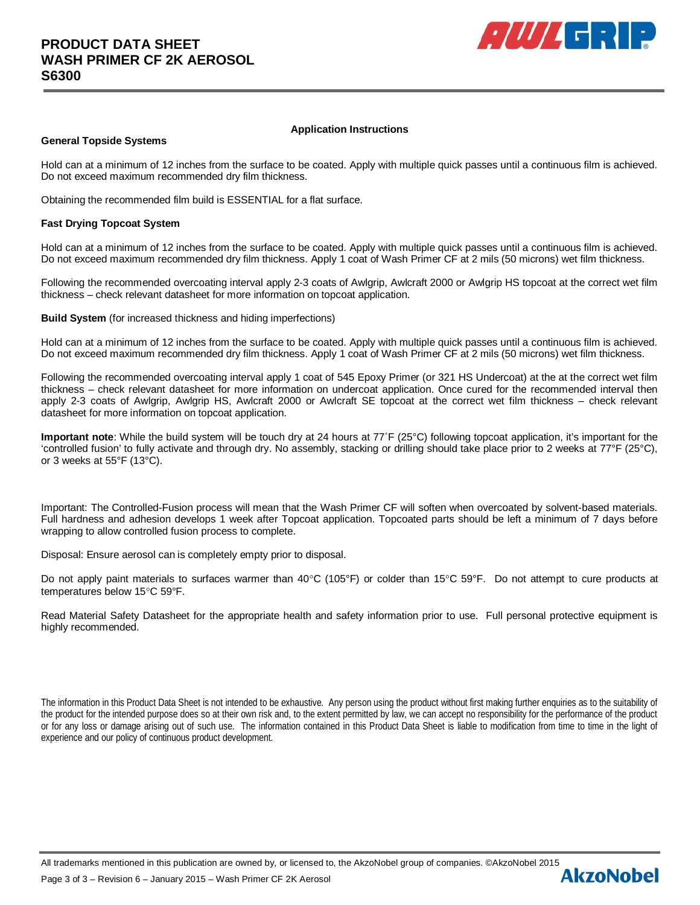## Application Instructions

### General Topside Systems

Hold can at a minimum of 12 inches from the surface to be coated. Apply with multiple quick passes until a continuous film is achieved. Do not exceed maximum recommended dry film thickness.

Obtaining the recommended film build is ESSENTIAL for a flat surface.

### Fast Drying Topcoat System

Hold can at a minimum of 12 inches from the surface to be coated. Apply with multiple quick passes until a continuous film is achieved. Do not exceed maximum recommended dry film thickness. Apply 1 coat of Wash Primer CF at 2 mils (50 microns) wet film thickness.

Following the recommended overcoating interval apply 2-3 coats of Awlgrip, Awlcraft 2000 or Awlgrip HS topcoat at the correct wet film thickness – check relevant datasheet for more information on topcoat application.

**Build System** (for increased thickness and hiding imperfections)

Hold can at a minimum of 12 inches from the surface to be coated. Apply with multiple quick passes until a continuous film is achieved. Do not exceed maximum recommended dry film thickness. Apply 1 coat of Wash Primer CF at 2 mils (50 microns) wet film thickness.

Following the recommended overcoating interval apply 1 coat of 545 Epoxy Primer (or 321 HS Undercoat) at the at the correct wet film thickness – check relevant datasheet for more information on undercoat application. Once cured for the recommended interval then apply 2-3 coats of Awlgrip, Awlgrip HS, Awlcraft 2000 or Awlcraft SE topcoat at the correct wet film thickness – check relevant datasheet for more information on topcoat application.

**Important note**: While the build system will be touch dry at 24 hours at 77˚F (25°C) following topcoat application, it's important for the 'controlled fusion' to fully activate and through dry. No assembly, stacking or drilling should take place prior to 2 weeks at 77°F (25°C), or 3 weeks at 55°F (13°C).

Important: The Controlled-Fusion process will mean that the Wash Primer CF will soften when overcoated by solvent-based materials. Full hardness and adhesion develops 1 week after Topcoat application. Topcoated parts should be left a minimum of 7 days before wrapping to allow controlled fusion process to complete.

Disposal: Ensure aerosol can is completely empty prior to disposal.

Do not apply paint materials to surfaces warmer than 40°C (105°F) or colder than 15°C 59°F. Do not attempt to cure products at temperatures below 15°C 59°F.

Read Material Safety Datasheet for the appropriate health and safety information prior to use. Full personal protective equipment is highly recommended.

The information in this Product Data Sheet is not intended to be exhaustive. Any person using the product without first making further enquiries as to the suitability of the product for the intended purpose does so at their own risk and, to the extent permitted by law, we can accept no responsibility for the performance of the product or for any loss or damage arising out of such use. The information contained in this Product Data Sheet is liable to modification from time to time in the light of experience and our policy of continuous product development.

All trademarks mentioned in this publication are owned by, or licensed to, the AkzoNobel group of companies. ©AkzoNobel 2015